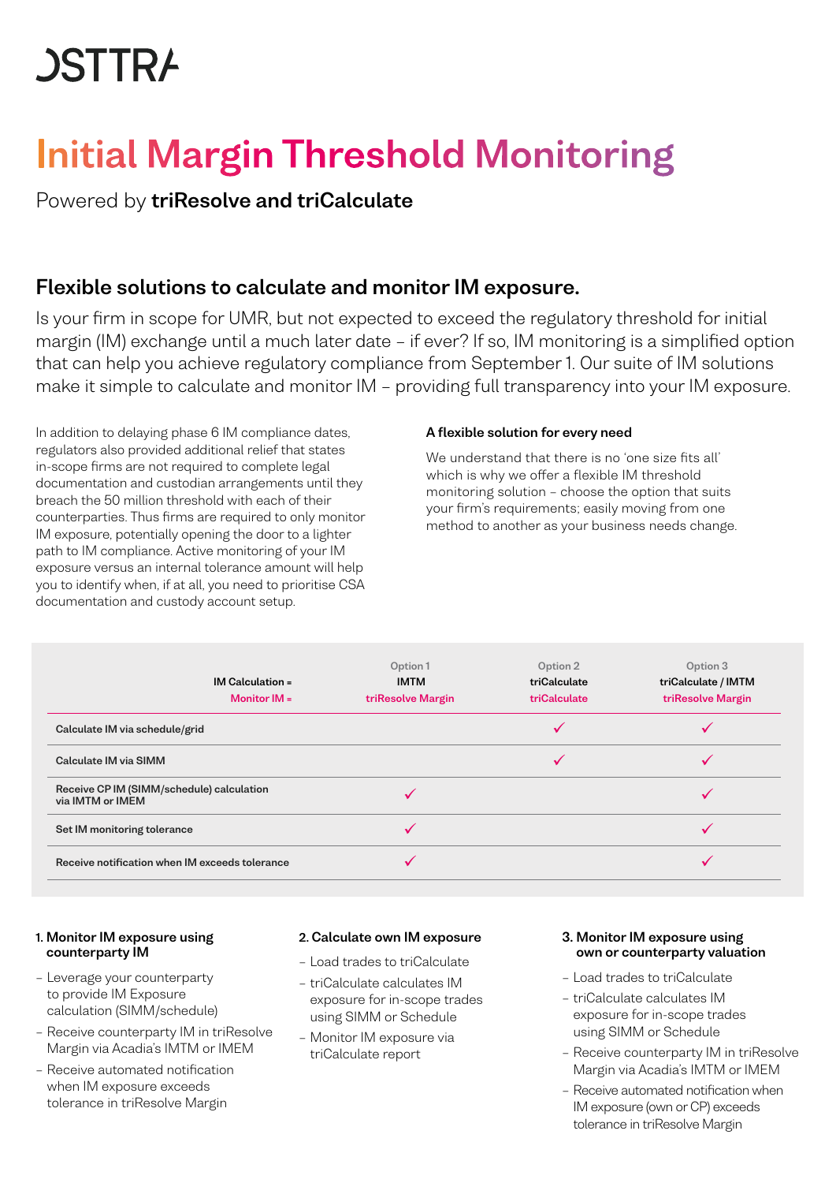OSTTRA

# Initial Margin Threshold Monitoring

Powered by **triResolve and triCalculate**

## Flexible solutions to calculate and monitor IM exposure.

Is your firm in scope for UMR, but not expected to exceed the regulatory threshold for initial margin (IM) exchange until a much later date – if ever? If so, IM monitoring is a simplified option that can help you achieve regulatory compliance from September 1. Our suite of IM solutions make it simple to calculate and monitor IM – providing full transparency into your IM exposure.

In addition to delaying phase 6 IM compliance dates, regulators also provided additional relief that states in-scope firms are not required to complete legal documentation and custodian arrangements until they breach the 50 million threshold with each of their counterparties. Thus firms are required to only monitor IM exposure, potentially opening the door to a lighter path to IM compliance. Active monitoring of your IM exposure versus an internal tolerance amount will help you to identify when, if at all, you need to prioritise CSA documentation and custody account setup.

**A flexible solution for every need**

We understand that there is no 'one size fits all' which is why we offer a flexible IM threshold monitoring solution – choose the option that suits your firm's requirements; easily moving from one method to another as your business needs change.

| IM Calculation = / Monitor IM = | Option 1 IMTM / triResolve Margin | Option 2 triCalculate / triCalculate | Option 3 triCalculate / IMTM / triResolve Margin |
|---|---|---|---|
| Calculate IM via schedule/grid | | ✓ | ✓ |
| Calculate IM via SIMM | | ✓ | ✓ |
| Receive CP IM (SIMM/schedule) calculation via IMTM or IMEM | ✓ | | ✓ |
| Set IM monitoring tolerance | ✓ | | ✓ |
| Receive notification when IM exceeds tolerance | ✓ | | ✓ |

**1. Monitor IM exposure using counterparty IM**

- Leverage your counterparty to provide IM Exposure calculation (SIMM/schedule)
- Receive counterparty IM in triResolve Margin via Acadia's IMTM or IMEM
- Receive automated notification when IM exposure exceeds tolerance in triResolve Margin

**2. Calculate own IM exposure**

- Load trades to triCalculate
- triCalculate calculates IM exposure for in-scope trades using SIMM or Schedule
- Monitor IM exposure via triCalculate report

**3. Monitor IM exposure using own or counterparty valuation**

- Load trades to triCalculate
- triCalculate calculates IM exposure for in-scope trades using SIMM or Schedule
- Receive counterparty IM in triResolve Margin via Acadia's IMTM or IMEM
- Receive automated notification when IM exposure (own or CP) exceeds tolerance in triResolve Margin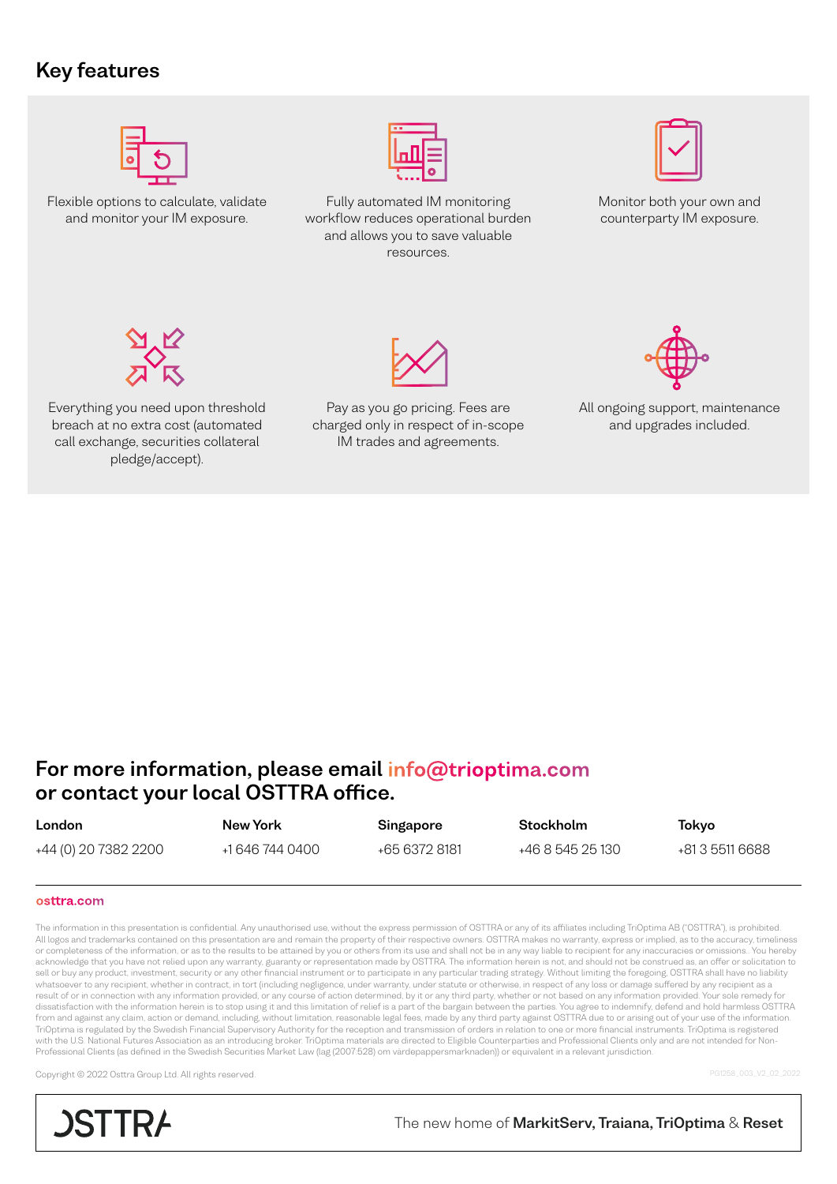## Key features

Flexible options to calculate, validate and monitor your IM exposure.

Fully automated IM monitoring workflow reduces operational burden and allows you to save valuable resources.

Monitor both your own and counterparty IM exposure.

Everything you need upon threshold breach at no extra cost (automated call exchange, securities collateral pledge/accept).

Pay as you go pricing. Fees are charged only in respect of in-scope IM trades and agreements.

All ongoing support, maintenance and upgrades included.

## For more information, please email info@trioptima.com or contact your local OSTTRA office.

| London | New York | Singapore | Stockholm | Tokyo |
|---|---|---|---|---|
| +44 (0) 20 7382 2200 | +1 646 744 0400 | +65 6372 8181 | +46 8 545 25 130 | +81 3 5511 6688 |

osttra.com

The information in this presentation is confidential. Any unauthorised use, without the express permission of OSTTRA or any of its affiliates including TriOptima AB ("OSTTRA"), is prohibited. All logos and trademarks contained on this presentation are and remain the property of their respective owners. OSTTRA makes no warranty, express or implied, as to the accuracy, timeliness or completeness of the information, or as to the results to be attained by you or others from its use and shall not be in any way liable to recipient for any inaccuracies or omissions.. You hereby acknowledge that you have not relied upon any warranty, guaranty or representation made by OSTTRA. The information herein is not, and should not be construed as, an offer or solicitation to sell or buy any product, investment, security or any other financial instrument or to participate in any particular trading strategy. Without limiting the foregoing, OSTTRA shall have no liability whatsoever to any recipient, whether in contract, in tort (including negligence, under warranty, under statute or otherwise, in respect of any loss or damage suffered by any recipient as a result of or in connection with any information provided, or any course of action determined, by it or any third party, whether or not based on any information provided. Your sole remedy for dissatisfaction with the information herein is to stop using it and this limitation of relief is a part of the bargain between the parties. You agree to indemnify, defend and hold harmless OSTTRA from and against any claim, action or demand, including, without limitation, reasonable legal fees, made by any third party against OSTTRA due to or arising out of your use of the information. TriOptima is regulated by the Swedish Financial Supervisory Authority for the reception and transmission of orders in relation to one or more financial instruments. TriOptima is registered with the U.S. National Futures Association as an introducing broker. TriOptima materials are directed to Eligible Counterparties and Professional Clients only and are not intended for Non-Professional Clients (as defined in the Swedish Securities Market Law (lag (2007:528) om värdepappersmarknaden)) or equivalent in a relevant jurisdiction.

Copyright © 2022 Osttra Group Ltd. All rights reserved.

PG1258_003_V2_02_2022

OSTTRA

The new home of **MarkitServ, Traiana, TriOptima** & **Reset**